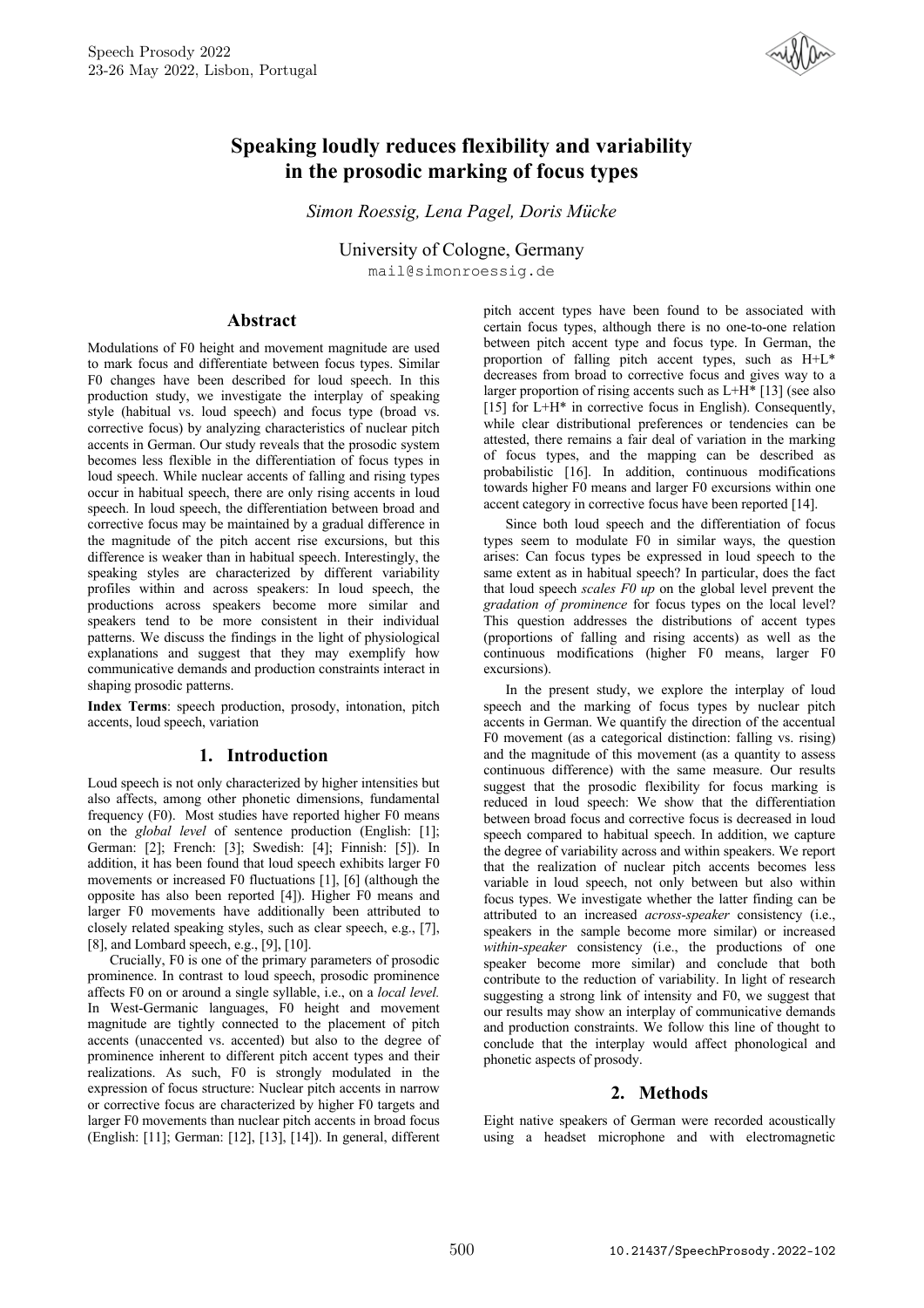# Speaking loudly reduces flexibility and variability in the prosodic marking of focus types

*Simon Roessig, Lena Pagel, Doris Mücke*

University of Cologne, Germany

mail@simonroessig.de

## Abstract

Modulations of F0 height and movement magnitude are used to mark focus and differentiate between focus types. Similar F0 changes have been described for loud speech. In this production study, we investigate the interplay of speaking style (habitual vs. loud speech) and focus type (broad vs. corrective focus) by analyzing characteristics of nuclear pitch accents in German. Our study reveals that the prosodic system becomes less flexible in the differentiation of focus types in loud speech. While nuclear accents of falling and rising types occur in habitual speech, there are only rising accents in loud speech. In loud speech, the differentiation between broad and corrective focus may be maintained by a gradual difference in the magnitude of the pitch accent rise excursions, but this difference is weaker than in habitual speech. Interestingly, the speaking styles are characterized by different variability profiles within and across speakers: In loud speech, the productions across speakers become more similar and speakers tend to be more consistent in their individual patterns. We discuss the findings in the light of physiological explanations and suggest that they may exemplify how communicative demands and production constraints interact in shaping prosodic patterns.

**Index Terms**: speech production, prosody, intonation, pitch accents, loud speech, variation

## 1. Introduction

Loud speech is not only characterized by higher intensities but also affects, among other phonetic dimensions, fundamental frequency (F0). Most studies have reported higher F0 means on the *global level* of sentence production (English: [1]; German: [2]; French: [3]; Swedish: [4]; Finnish: [5]). In addition, it has been found that loud speech exhibits larger F0 movements or increased F0 fluctuations [1], [6] (although the opposite has also been reported [4]). Higher F0 means and larger F0 movements have additionally been attributed to closely related speaking styles, such as clear speech, e.g., [7], [8], and Lombard speech, e.g., [9], [10].

Crucially, F0 is one of the primary parameters of prosodic prominence. In contrast to loud speech, prosodic prominence affects F0 on or around a single syllable, i.e., on a *local level.* In West-Germanic languages, F0 height and movement magnitude are tightly connected to the placement of pitch accents (unaccented vs. accented) but also to the degree of prominence inherent to different pitch accent types and their realizations. As such, F0 is strongly modulated in the expression of focus structure: Nuclear pitch accents in narrow or corrective focus are characterized by higher F0 targets and larger F0 movements than nuclear pitch accents in broad focus (English: [11]; German: [12], [13], [14]). In general, different pitch accent types have been found to be associated with certain focus types, although there is no one-to-one relation between pitch accent type and focus type. In German, the proportion of falling pitch accent types, such as H+L* decreases from broad to corrective focus and gives way to a larger proportion of rising accents such as L+H* [13] (see also [15] for L+H* in corrective focus in English). Consequently, while clear distributional preferences or tendencies can be attested, there remains a fair deal of variation in the marking of focus types, and the mapping can be described as probabilistic [16]. In addition, continuous modifications towards higher F0 means and larger F0 excursions within one accent category in corrective focus have been reported [14].

Since both loud speech and the differentiation of focus types seem to modulate F0 in similar ways, the question arises: Can focus types be expressed in loud speech to the same extent as in habitual speech? In particular, does the fact that loud speech *scales F0 up* on the global level prevent the *gradation of prominence* for focus types on the local level? This question addresses the distributions of accent types (proportions of falling and rising accents) as well as the continuous modifications (higher F0 means, larger F0 excursions).

In the present study, we explore the interplay of loud speech and the marking of focus types by nuclear pitch accents in German. We quantify the direction of the accentual F0 movement (as a categorical distinction: falling vs. rising) and the magnitude of this movement (as a quantity to assess continuous difference) with the same measure. Our results suggest that the prosodic flexibility for focus marking is reduced in loud speech: We show that the differentiation between broad focus and corrective focus is decreased in loud speech compared to habitual speech. In addition, we capture the degree of variability across and within speakers. We report that the realization of nuclear pitch accents becomes less variable in loud speech, not only between but also within focus types. We investigate whether the latter finding can be attributed to an increased *across-speaker* consistency (i.e., speakers in the sample become more similar) or increased *within-speaker* consistency (i.e., the productions of one speaker become more similar) and conclude that both contribute to the reduction of variability. In light of research suggesting a strong link of intensity and F0, we suggest that our results may show an interplay of communicative demands and production constraints. We follow this line of thought to conclude that the interplay would affect phonological and phonetic aspects of prosody.

## 2. Methods

Eight native speakers of German were recorded acoustically using a headset microphone and with electromagnetic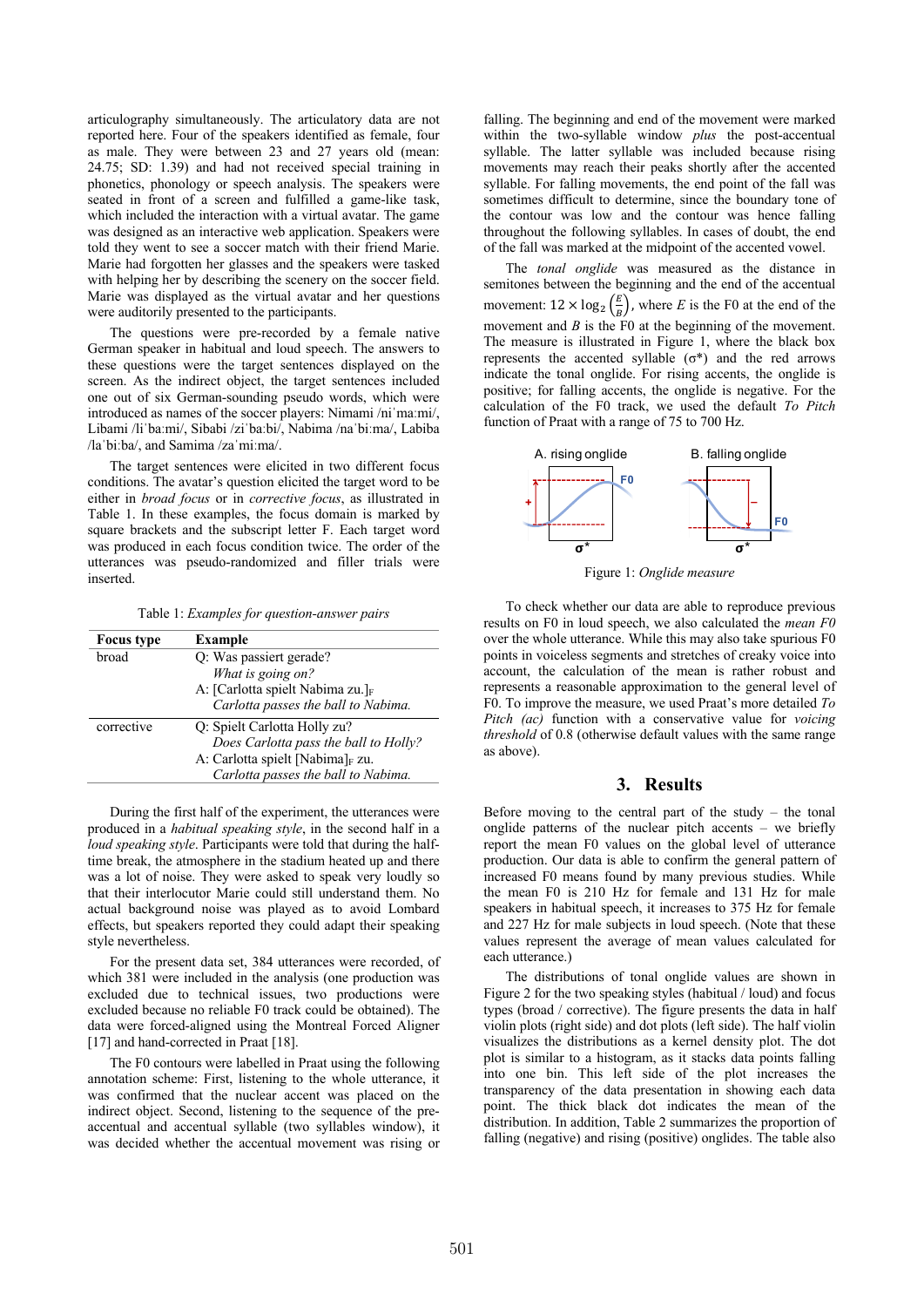articulography simultaneously. The articulatory data are not reported here. Four of the speakers identified as female, four as male. They were between 23 and 27 years old (mean: 24.75; SD: 1.39) and had not received special training in phonetics, phonology or speech analysis. The speakers were seated in front of a screen and fulfilled a game-like task, which included the interaction with a virtual avatar. The game was designed as an interactive web application. Speakers were told they went to see a soccer match with their friend Marie. Marie had forgotten her glasses and the speakers were tasked with helping her by describing the scenery on the soccer field. Marie was displayed as the virtual avatar and her questions were auditorily presented to the participants.

The questions were pre-recorded by a female native German speaker in habitual and loud speech. The answers to these questions were the target sentences displayed on the screen. As the indirect object, the target sentences included one out of six German-sounding pseudo words, which were introduced as names of the soccer players: Nimami /niˈmaːmi/, Libami /liˈbaːmi/, Sibabi /ziˈbaːbi/, Nabima /naˈbiːma/, Labiba /laˈbiːba/, and Samima /zaˈmiːma/.

The target sentences were elicited in two different focus conditions. The avatar's question elicited the target word to be either in *broad focus* or in *corrective focus*, as illustrated in Table 1. In these examples, the focus domain is marked by square brackets and the subscript letter F. Each target word was produced in each focus condition twice. The order of the utterances was pseudo-randomized and filler trials were inserted.

Table 1: *Examples for question-answer pairs*

| Focus type | Example |
|---|---|
| broad | Q: Was passiert gerade?<br>*What is going on?*<br>A: [Carlotta spielt Nabima zu.]$_F$<br>*Carlotta passes the ball to Nabima.* |
| corrective | Q: Spielt Carlotta Holly zu?<br>*Does Carlotta pass the ball to Holly?*<br>A: Carlotta spielt [Nabima]$_F$ zu.<br>*Carlotta passes the ball to Nabima.* |

During the first half of the experiment, the utterances were produced in a *habitual speaking style*, in the second half in a *loud speaking style*. Participants were told that during the half-time break, the atmosphere in the stadium heated up and there was a lot of noise. They were asked to speak very loudly so that their interlocutor Marie could still understand them. No actual background noise was played as to avoid Lombard effects, but speakers reported they could adapt their speaking style nevertheless.

For the present data set, 384 utterances were recorded, of which 381 were included in the analysis (one production was excluded due to technical issues, two productions were excluded because no reliable F0 track could be obtained). The data were forced-aligned using the Montreal Forced Aligner [17] and hand-corrected in Praat [18].

The F0 contours were labelled in Praat using the following annotation scheme: First, listening to the whole utterance, it was confirmed that the nuclear accent was placed on the indirect object. Second, listening to the sequence of the pre-accentual and accentual syllable (two syllables window), it was decided whether the accentual movement was rising or falling. The beginning and end of the movement were marked within the two-syllable window *plus* the post-accentual syllable. The latter syllable was included because rising movements may reach their peaks shortly after the accented syllable. For falling movements, the end point of the fall was sometimes difficult to determine, since the boundary tone of the contour was low and the contour was hence falling throughout the following syllables. In cases of doubt, the end of the fall was marked at the midpoint of the accented vowel.

The *tonal onglide* was measured as the distance in semitones between the beginning and the end of the accentual movement: $12 \times \log_2\left(\frac{E}{B}\right)$, where $E$ is the F0 at the end of the movement and $B$ is the F0 at the beginning of the movement. The measure is illustrated in Figure 1, where the black box represents the accented syllable (σ*) and the red arrows indicate the tonal onglide. For rising accents, the onglide is positive; for falling accents, the onglide is negative. For the calculation of the F0 track, we used the default *To Pitch* function of Praat with a range of 75 to 700 Hz.

Figure 1: *Onglide measure*

To check whether our data are able to reproduce previous results on F0 in loud speech, we also calculated the *mean F0* over the whole utterance. While this may also take spurious F0 points in voiceless segments and stretches of creaky voice into account, the calculation of the mean is rather robust and represents a reasonable approximation to the general level of F0. To improve the measure, we used Praat's more detailed *To Pitch (ac)* function with a conservative value for *voicing threshold* of 0.8 (otherwise default values with the same range as above).

## 3. Results

Before moving to the central part of the study – the tonal onglide patterns of the nuclear pitch accents – we briefly report the mean F0 values on the global level of utterance production. Our data is able to confirm the general pattern of increased F0 means found by many previous studies. While the mean F0 is 210 Hz for female and 131 Hz for male speakers in habitual speech, it increases to 375 Hz for female and 227 Hz for male subjects in loud speech. (Note that these values represent the average of mean values calculated for each utterance.)

The distributions of tonal onglide values are shown in Figure 2 for the two speaking styles (habitual / loud) and focus types (broad / corrective). The figure presents the data in half violin plots (right side) and dot plots (left side). The half violin visualizes the distributions as a kernel density plot. The dot plot is similar to a histogram, as it stacks data points falling into one bin. This left side of the plot increases the transparency of the data presentation in showing each data point. The thick black dot indicates the mean of the distribution. In addition, Table 2 summarizes the proportion of falling (negative) and rising (positive) onglides. The table also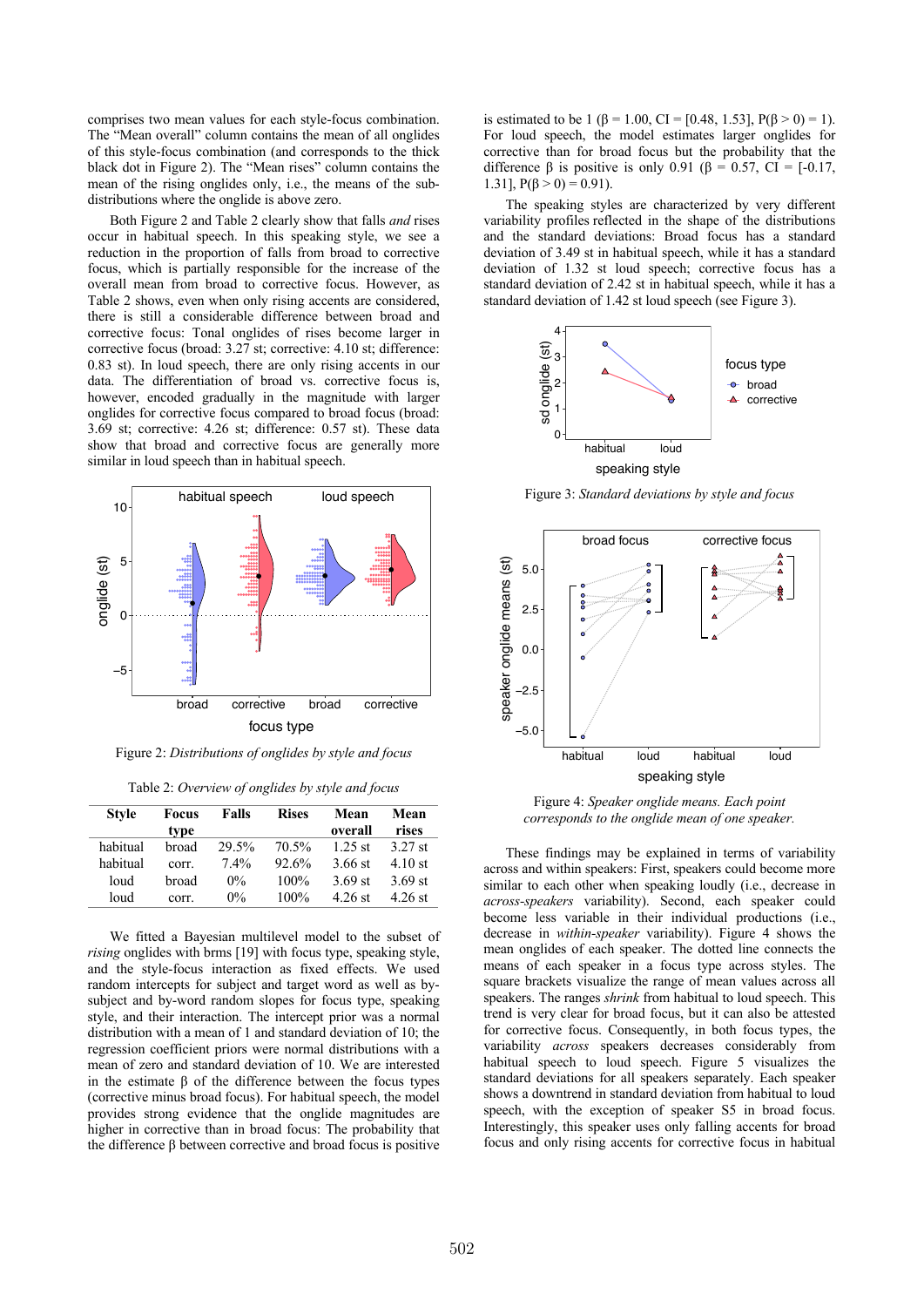comprises two mean values for each style-focus combination. The "Mean overall" column contains the mean of all onglides of this style-focus combination (and corresponds to the thick black dot in Figure 2). The "Mean rises" column contains the mean of the rising onglides only, i.e., the means of the sub-distributions where the onglide is above zero.

Both Figure 2 and Table 2 clearly show that falls *and* rises occur in habitual speech. In this speaking style, we see a reduction in the proportion of falls from broad to corrective focus, which is partially responsible for the increase of the overall mean from broad to corrective focus. However, as Table 2 shows, even when only rising accents are considered, there is still a considerable difference between broad and corrective focus: Tonal onglides of rises become larger in corrective focus (broad: 3.27 st; corrective: 4.10 st; difference: 0.83 st). In loud speech, there are only rising accents in our data. The differentiation of broad vs. corrective focus is, however, encoded gradually in the magnitude with larger onglides for corrective focus compared to broad focus (broad: 3.69 st; corrective: 4.26 st; difference: 0.57 st). These data show that broad and corrective focus are generally more similar in loud speech than in habitual speech.

Figure 2: *Distributions of onglides by style and focus*

Table 2: *Overview of onglides by style and focus*

| Style | Focus type | Falls | Rises | Mean overall | Mean rises |
|---|---|---|---|---|---|
| habitual | broad | 29.5% | 70.5% | 1.25 st | 3.27 st |
| habitual | corr. | 7.4% | 92.6% | 3.66 st | 4.10 st |
| loud | broad | 0% | 100% | 3.69 st | 3.69 st |
| loud | corr. | 0% | 100% | 4.26 st | 4.26 st |

We fitted a Bayesian multilevel model to the subset of *rising* onglides with brms [19] with focus type, speaking style, and the style-focus interaction as fixed effects. We used random intercepts for subject and target word as well as by-subject and by-word random slopes for focus type, speaking style, and their interaction. The intercept prior was a normal distribution with a mean of 1 and standard deviation of 10; the regression coefficient priors were normal distributions with a mean of zero and standard deviation of 10. We are interested in the estimate β of the difference between the focus types (corrective minus broad focus). For habitual speech, the model provides strong evidence that the onglide magnitudes are higher in corrective than in broad focus: The probability that the difference β between corrective and broad focus is positive is estimated to be 1 (β = 1.00, CI = [0.48, 1.53], P(β > 0) = 1). For loud speech, the model estimates larger onglides for corrective than for broad focus but the probability that the difference β is positive is only 0.91 (β = 0.57, CI = [-0.17, 1.31], P(β > 0) = 0.91).

The speaking styles are characterized by very different variability profiles reflected in the shape of the distributions and the standard deviations: Broad focus has a standard deviation of 3.49 st in habitual speech, while it has a standard deviation of 1.32 st loud speech; corrective focus has a standard deviation of 2.42 st in habitual speech, while it has a standard deviation of 1.42 st loud speech (see Figure 3).

Figure 3: *Standard deviations by style and focus*

Figure 4: *Speaker onglide means. Each point corresponds to the onglide mean of one speaker.*

These findings may be explained in terms of variability across and within speakers: First, speakers could become more similar to each other when speaking loudly (i.e., decrease in *across-speakers* variability). Second, each speaker could become less variable in their individual productions (i.e., decrease in *within-speaker* variability). Figure 4 shows the mean onglides of each speaker. The dotted line connects the means of each speaker in a focus type across styles. The square brackets visualize the range of mean values across all speakers. The ranges *shrink* from habitual to loud speech. This trend is very clear for broad focus, but it can also be attested for corrective focus. Consequently, in both focus types, the variability *across* speakers decreases considerably from habitual speech to loud speech. Figure 5 visualizes the standard deviations for all speakers separately. Each speaker shows a downtrend in standard deviation from habitual to loud speech, with the exception of speaker S5 in broad focus. Interestingly, this speaker uses only falling accents for broad focus and only rising accents for corrective focus in habitual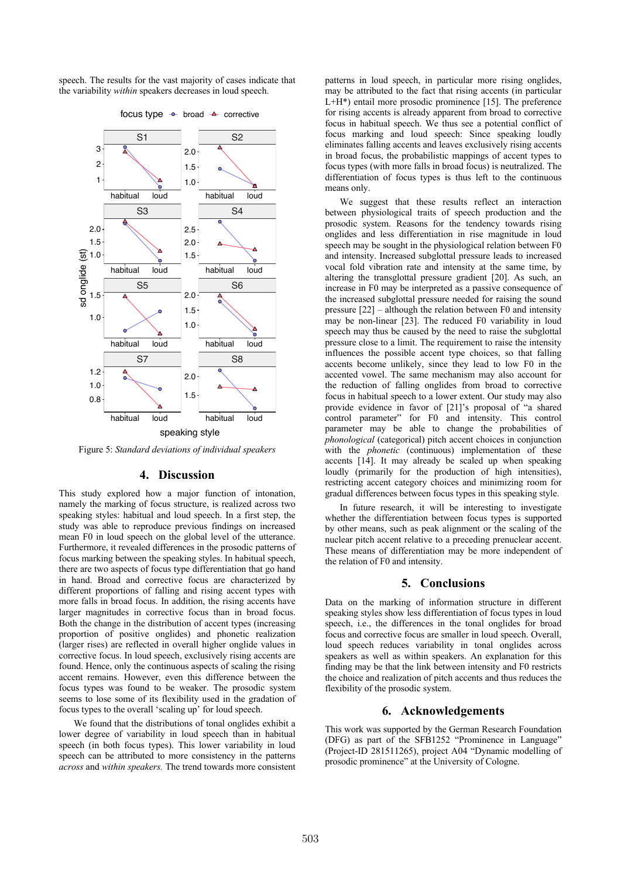speech. The results for the vast majority of cases indicate that the variability *within* speakers decreases in loud speech.

Figure 5: *Standard deviations of individual speakers*

## 4. Discussion

This study explored how a major function of intonation, namely the marking of focus structure, is realized across two speaking styles: habitual and loud speech. In a first step, the study was able to reproduce previous findings on increased mean F0 in loud speech on the global level of the utterance. Furthermore, it revealed differences in the prosodic patterns of focus marking between the speaking styles. In habitual speech, there are two aspects of focus type differentiation that go hand in hand. Broad and corrective focus are characterized by different proportions of falling and rising accent types with more falls in broad focus. In addition, the rising accents have larger magnitudes in corrective focus than in broad focus. Both the change in the distribution of accent types (increasing proportion of positive onglides) and phonetic realization (larger rises) are reflected in overall higher onglide values in corrective focus. In loud speech, exclusively rising accents are found. Hence, only the continuous aspects of scaling the rising accent remains. However, even this difference between the focus types was found to be weaker. The prosodic system seems to lose some of its flexibility used in the gradation of focus types to the overall 'scaling up' for loud speech.

We found that the distributions of tonal onglides exhibit a lower degree of variability in loud speech than in habitual speech (in both focus types). This lower variability in loud speech can be attributed to more consistency in the patterns *across* and *within speakers.* The trend towards more consistent patterns in loud speech, in particular more rising onglides, may be attributed to the fact that rising accents (in particular L+H*) entail more prosodic prominence [15]. The preference for rising accents is already apparent from broad to corrective focus in habitual speech. We thus see a potential conflict of focus marking and loud speech: Since speaking loudly eliminates falling accents and leaves exclusively rising accents in broad focus, the probabilistic mappings of accent types to focus types (with more falls in broad focus) is neutralized. The differentiation of focus types is thus left to the continuous means only.

We suggest that these results reflect an interaction between physiological traits of speech production and the prosodic system. Reasons for the tendency towards rising onglides and less differentiation in rise magnitude in loud speech may be sought in the physiological relation between F0 and intensity. Increased subglottal pressure leads to increased vocal fold vibration rate and intensity at the same time, by altering the transglottal pressure gradient [20]. As such, an increase in F0 may be interpreted as a passive consequence of the increased subglottal pressure needed for raising the sound pressure [22] – although the relation between F0 and intensity may be non-linear [23]. The reduced F0 variability in loud speech may thus be caused by the need to raise the subglottal pressure close to a limit. The requirement to raise the intensity influences the possible accent type choices, so that falling accents become unlikely, since they lead to low F0 in the accented vowel. The same mechanism may also account for the reduction of falling onglides from broad to corrective focus in habitual speech to a lower extent. Our study may also provide evidence in favor of [21]'s proposal of "a shared control parameter" for F0 and intensity. This control parameter may be able to change the probabilities of *phonological* (categorical) pitch accent choices in conjunction with the *phonetic* (continuous) implementation of these accents [14]. It may already be scaled up when speaking loudly (primarily for the production of high intensities), restricting accent category choices and minimizing room for gradual differences between focus types in this speaking style.

In future research, it will be interesting to investigate whether the differentiation between focus types is supported by other means, such as peak alignment or the scaling of the nuclear pitch accent relative to a preceding prenuclear accent. These means of differentiation may be more independent of the relation of F0 and intensity.

## 5. Conclusions

Data on the marking of information structure in different speaking styles show less differentiation of focus types in loud speech, i.e., the differences in the tonal onglides for broad focus and corrective focus are smaller in loud speech. Overall, loud speech reduces variability in tonal onglides across speakers as well as within speakers. An explanation for this finding may be that the link between intensity and F0 restricts the choice and realization of pitch accents and thus reduces the flexibility of the prosodic system.

## 6. Acknowledgements

This work was supported by the German Research Foundation (DFG) as part of the SFB1252 "Prominence in Language" (Project-ID 281511265), project A04 "Dynamic modelling of prosodic prominence" at the University of Cologne.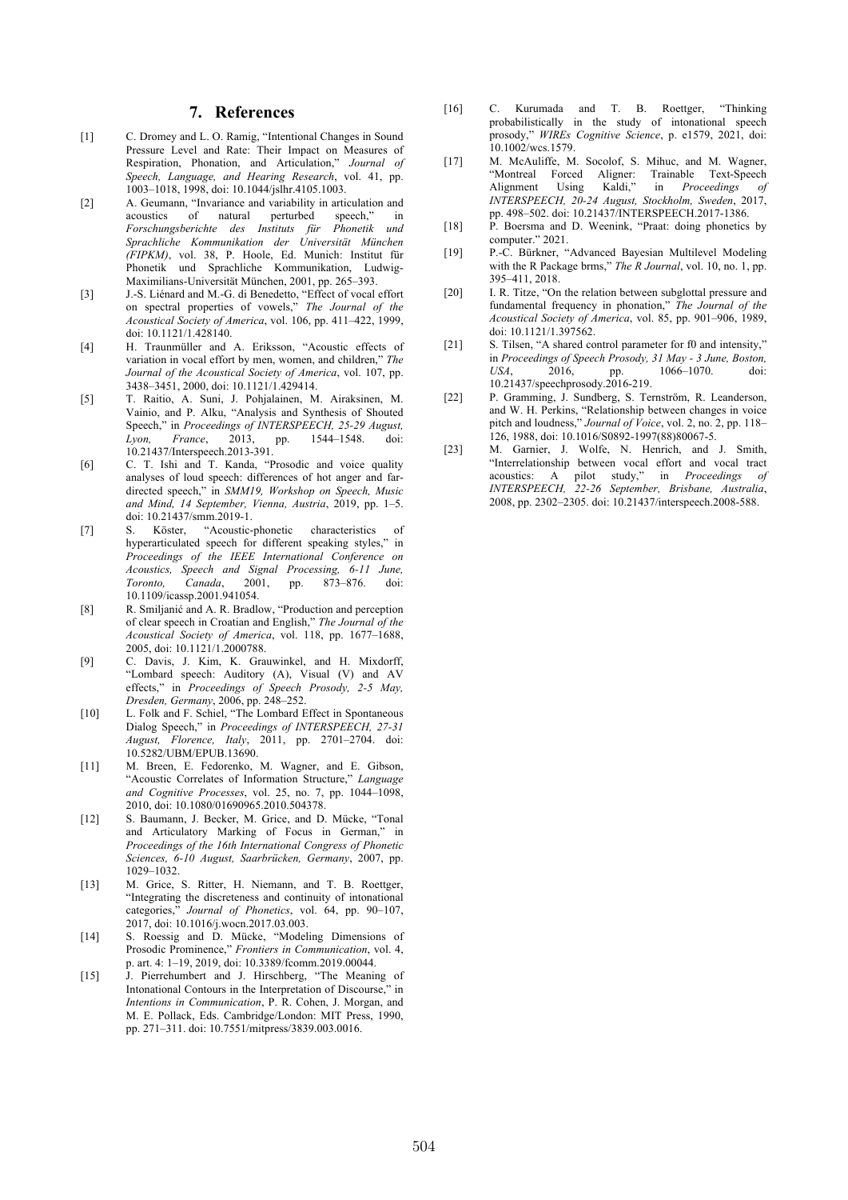## 7. References

[1] C. Dromey and L. O. Ramig, "Intentional Changes in Sound Pressure Level and Rate: Their Impact on Measures of Respiration, Phonation, and Articulation," *Journal of Speech, Language, and Hearing Research*, vol. 41, pp. 1003–1018, 1998, doi: 10.1044/jslhr.4105.1003.

[2] A. Geumann, "Invariance and variability in articulation and acoustics of natural perturbed speech," in *Forschungsberichte des Instituts für Phonetik und Sprachliche Kommunikation der Universität München (FIPKM)*, vol. 38, P. Hoole, Ed. Munich: Institut für Phonetik und Sprachliche Kommunikation, Ludwig-Maximilians-Universität München, 2001, pp. 265–393.

[3] J.-S. Liénard and M.-G. di Benedetto, "Effect of vocal effort on spectral properties of vowels," *The Journal of the Acoustical Society of America*, vol. 106, pp. 411–422, 1999, doi: 10.1121/1.428140.

[4] H. Traunmüller and A. Eriksson, "Acoustic effects of variation in vocal effort by men, women, and children," *The Journal of the Acoustical Society of America*, vol. 107, pp. 3438–3451, 2000, doi: 10.1121/1.429414.

[5] T. Raitio, A. Suni, J. Pohjalainen, M. Airaksinen, M. Vainio, and P. Alku, "Analysis and Synthesis of Shouted Speech," in *Proceedings of INTERSPEECH, 25-29 August, Lyon, France*, 2013, pp. 1544–1548. doi: 10.21437/Interspeech.2013-391.

[6] C. T. Ishi and T. Kanda, "Prosodic and voice quality analyses of loud speech: differences of hot anger and far-directed speech," in *SMM19, Workshop on Speech, Music and Mind, 14 September, Vienna, Austria*, 2019, pp. 1–5. doi: 10.21437/smm.2019-1.

[7] S. Köster, "Acoustic-phonetic characteristics of hyperarticulated speech for different speaking styles," in *Proceedings of the IEEE International Conference on Acoustics, Speech and Signal Processing, 6-11 June, Toronto, Canada*, 2001, pp. 873–876. doi: 10.1109/icassp.2001.941054.

[8] R. Smiljanić and A. R. Bradlow, "Production and perception of clear speech in Croatian and English," *The Journal of the Acoustical Society of America*, vol. 118, pp. 1677–1688, 2005, doi: 10.1121/1.2000788.

[9] C. Davis, J. Kim, K. Grauwinkel, and H. Mixdorff, "Lombard speech: Auditory (A), Visual (V) and AV effects," in *Proceedings of Speech Prosody, 2-5 May, Dresden, Germany*, 2006, pp. 248–252.

[10] L. Folk and F. Schiel, "The Lombard Effect in Spontaneous Dialog Speech," in *Proceedings of INTERSPEECH, 27-31 August, Florence, Italy*, 2011, pp. 2701–2704. doi: 10.5282/UBM/EPUB.13690.

[11] M. Breen, E. Fedorenko, M. Wagner, and E. Gibson, "Acoustic Correlates of Information Structure," *Language and Cognitive Processes*, vol. 25, no. 7, pp. 1044–1098, 2010, doi: 10.1080/01690965.2010.504378.

[12] S. Baumann, J. Becker, M. Grice, and D. Mücke, "Tonal and Articulatory Marking of Focus in German," in *Proceedings of the 16th International Congress of Phonetic Sciences, 6-10 August, Saarbrücken, Germany*, 2007, pp. 1029–1032.

[13] M. Grice, S. Ritter, H. Niemann, and T. B. Roettger, "Integrating the discreteness and continuity of intonational categories," *Journal of Phonetics*, vol. 64, pp. 90–107, 2017, doi: 10.1016/j.wocn.2017.03.003.

[14] S. Roessig and D. Mücke, "Modeling Dimensions of Prosodic Prominence," *Frontiers in Communication*, vol. 4, p. art. 4: 1–19, 2019, doi: 10.3389/fcomm.2019.00044.

[15] J. Pierrehumbert and J. Hirschberg, "The Meaning of Intonational Contours in the Interpretation of Discourse," in *Intentions in Communication*, P. R. Cohen, J. Morgan, and M. E. Pollack, Eds. Cambridge/London: MIT Press, 1990, pp. 271–311. doi: 10.7551/mitpress/3839.003.0016.

[16] C. Kurumada and T. B. Roettger, "Thinking probabilistically in the study of intonational speech prosody," *WIREs Cognitive Science*, p. e1579, 2021, doi: 10.1002/wcs.1579.

[17] M. McAuliffe, M. Socolof, S. Mihuc, and M. Wagner, "Montreal Forced Aligner: Trainable Text-Speech Alignment Using Kaldi," in *Proceedings of INTERSPEECH, 20-24 August, Stockholm, Sweden*, 2017, pp. 498–502. doi: 10.21437/INTERSPEECH.2017-1386.

[18] P. Boersma and D. Weenink, "Praat: doing phonetics by computer." 2021.

[19] P.-C. Bürkner, "Advanced Bayesian Multilevel Modeling with the R Package brms," *The R Journal*, vol. 10, no. 1, pp. 395–411, 2018.

[20] I. R. Titze, "On the relation between subglottal pressure and fundamental frequency in phonation," *The Journal of the Acoustical Society of America*, vol. 85, pp. 901–906, 1989, doi: 10.1121/1.397562.

[21] S. Tilsen, "A shared control parameter for f0 and intensity," in *Proceedings of Speech Prosody, 31 May - 3 June, Boston, USA*, 2016, pp. 1066–1070. doi: 10.21437/speechprosody.2016-219.

[22] P. Gramming, J. Sundberg, S. Ternström, R. Leanderson, and W. H. Perkins, "Relationship between changes in voice pitch and loudness," *Journal of Voice*, vol. 2, no. 2, pp. 118–126, 1988, doi: 10.1016/S0892-1997(88)80067-5.

[23] M. Garnier, J. Wolfe, N. Henrich, and J. Smith, "Interrelationship between vocal effort and vocal tract acoustics: A pilot study," in *Proceedings of INTERSPEECH, 22-26 September, Brisbane, Australia*, 2008, pp. 2302–2305. doi: 10.21437/interspeech.2008-588.